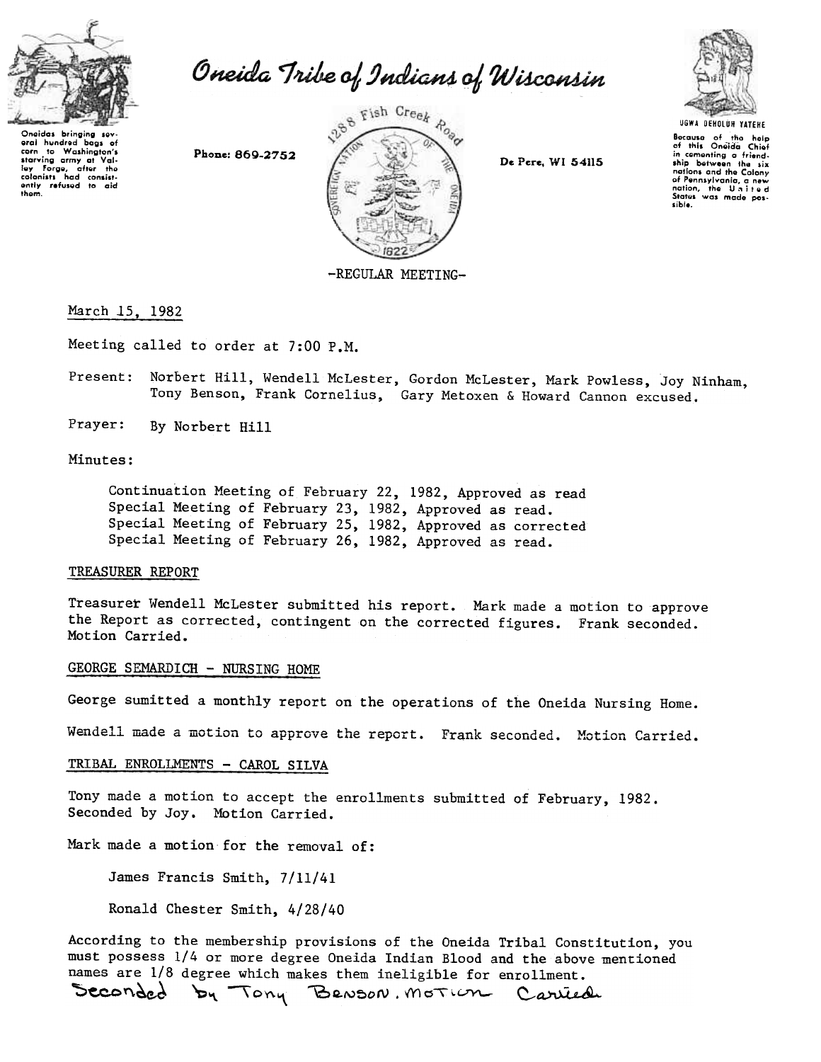# Oneida Tribe of Indians of Wisconsin

Oneidas bringing several hundred bags of corn to Washington's starving army at Valley Forge, after the colonists had consistently refused to aid them.

Phone: 869-2752

1288 Fish Creek Road

De Pere, WI 54115

UGWA DEHOLUH YATEHE

Because of the help of this Oneida Chief in cementing a friendship between the six nations and the Colony of Pennsylvania, a new nation, the United States was made possible.

-REGULAR MEETING-

March 15, 1982

Meeting called to order at 7:00 P.M.

Present: Norbert Hill, Wendell McLester, Gordon McLester, Mark Powless, Joy Ninham, Tony Benson, Frank Cornelius, Gary Metoxen & Howard Cannon excused.

Prayer: By Norbert Hill

Minutes:

Continuation Meeting of February 22, 1982, Approved as read
Special Meeting of February 23, 1982, Approved as read.
Special Meeting of February 25, 1982, Approved as corrected
Special Meeting of February 26, 1982, Approved as read.

## TREASURER REPORT

Treasurer Wendell McLester submitted his report. Mark made a motion to approve the Report as corrected, contingent on the corrected figures. Frank seconded. Motion Carried.

## GEORGE SEMARDICH - NURSING HOME

George sumitted a monthly report on the operations of the Oneida Nursing Home.

Wendell made a motion to approve the report. Frank seconded. Motion Carried.

## TRIBAL ENROLLMENTS - CAROL SILVA

Tony made a motion to accept the enrollments submitted of February, 1982. Seconded by Joy. Motion Carried.

Mark made a motion for the removal of:

James Francis Smith, 7/11/41

Ronald Chester Smith, 4/28/40

According to the membership provisions of the Oneida Tribal Constitution, you must possess 1/4 or more degree Oneida Indian Blood and the above mentioned names are 1/8 degree which makes them ineligible for enrollment.
Seconded by Tony Benson. Motion Carried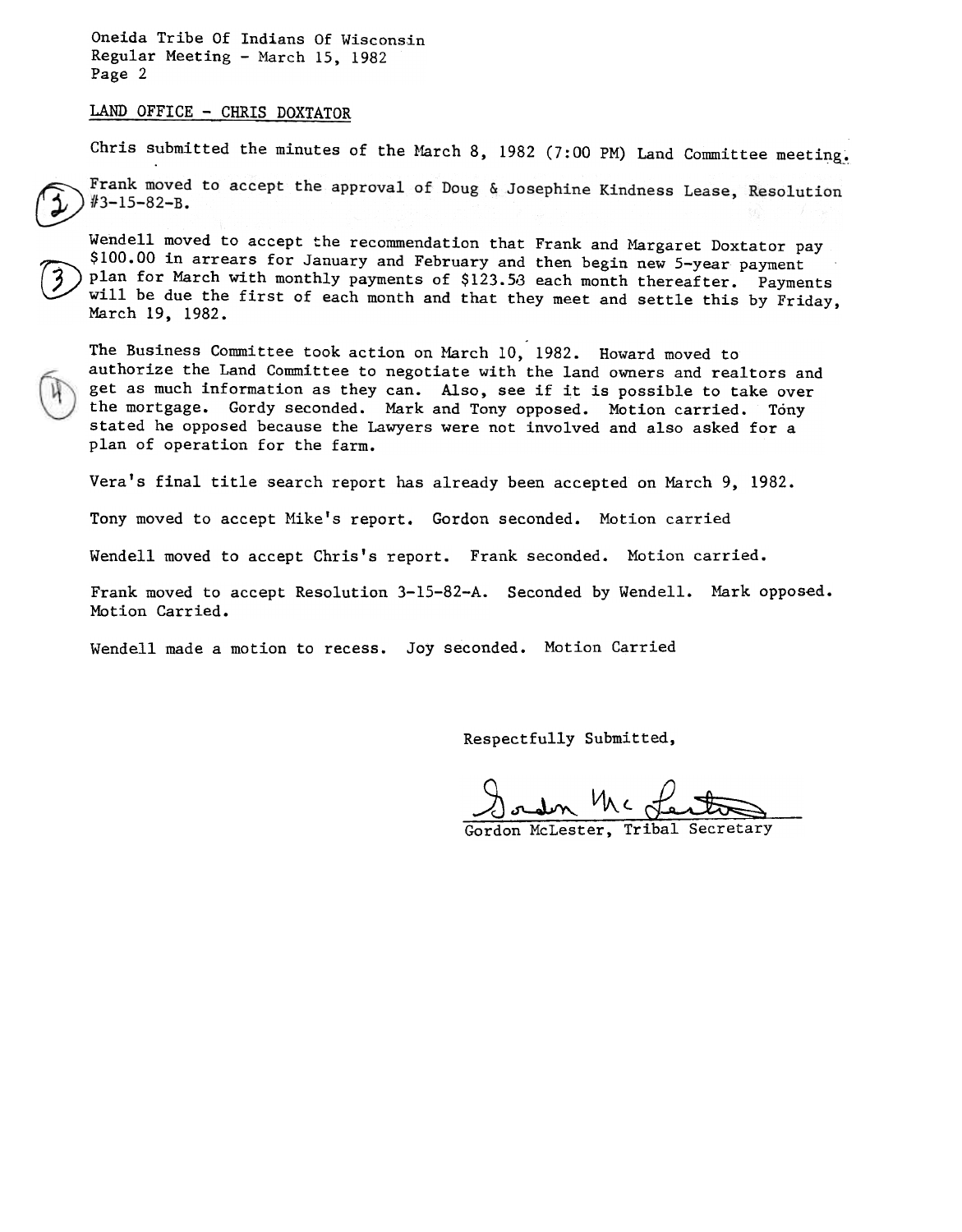## LAND OFFICE - CHRIS DOXTATOR

Chris submitted the minutes of the March 8, 1982 (7:00 PM) Land Committee meeting.

(2) Frank moved to accept the approval of Doug & Josephine Kindness Lease, Resolution #3-15-82-B.

(3) Wendell moved to accept the recommendation that Frank and Margaret Doxtator pay $100.00 in arrears for January and February and then begin new 5-year payment plan for March with monthly payments of $123.53 each month thereafter. Payments will be due the first of each month and that they meet and settle this by Friday, March 19, 1982.

(4) The Business Committee took action on March 10, 1982. Howard moved to authorize the Land Committee to negotiate with the land owners and realtors and get as much information as they can. Also, see if it is possible to take over the mortgage. Gordy seconded. Mark and Tony opposed. Motion carried. Tony stated he opposed because the Lawyers were not involved and also asked for a plan of operation for the farm.

Vera's final title search report has already been accepted on March 9, 1982.

Tony moved to accept Mike's report. Gordon seconded. Motion carried

Wendell moved to accept Chris's report. Frank seconded. Motion carried.

Frank moved to accept Resolution 3-15-82-A. Seconded by Wendell. Mark opposed. Motion Carried.

Wendell made a motion to recess. Joy seconded. Motion Carried

Respectfully Submitted,

Gordon McLester, Tribal Secretary